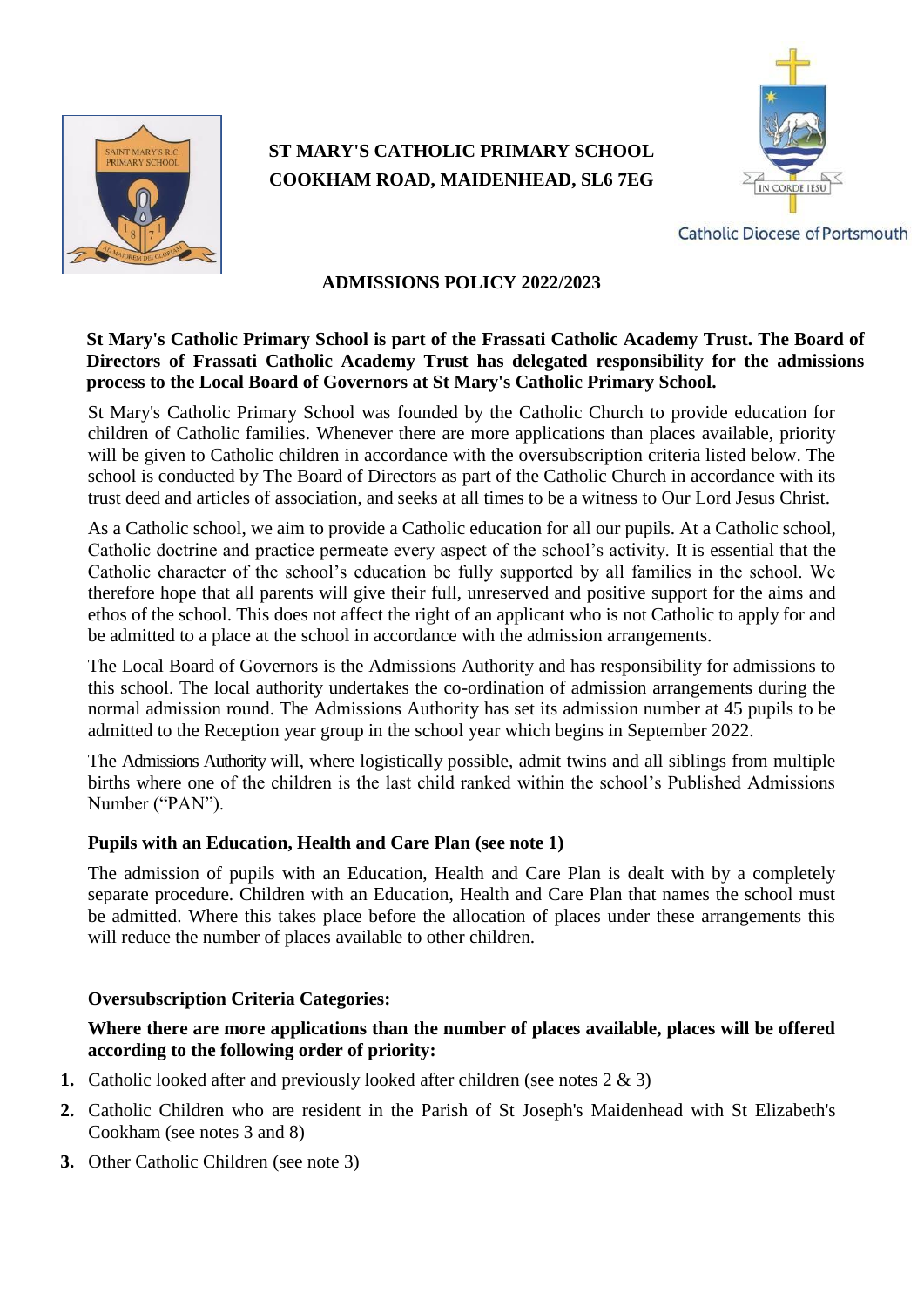# ST MARY'S CATHOLIC PRIMARY SCHOOL
# COOKHAM ROAD, MAIDENHEAD, SL6 7EG

Catholic Diocese of Portsmouth

## ADMISSIONS POLICY 2022/2023

**St Mary's Catholic Primary School is part of the Frassati Catholic Academy Trust. The Board of Directors of Frassati Catholic Academy Trust has delegated responsibility for the admissions process to the Local Board of Governors at St Mary's Catholic Primary School.**

St Mary's Catholic Primary School was founded by the Catholic Church to provide education for children of Catholic families. Whenever there are more applications than places available, priority will be given to Catholic children in accordance with the oversubscription criteria listed below. The school is conducted by The Board of Directors as part of the Catholic Church in accordance with its trust deed and articles of association, and seeks at all times to be a witness to Our Lord Jesus Christ.

As a Catholic school, we aim to provide a Catholic education for all our pupils. At a Catholic school, Catholic doctrine and practice permeate every aspect of the school's activity. It is essential that the Catholic character of the school's education be fully supported by all families in the school. We therefore hope that all parents will give their full, unreserved and positive support for the aims and ethos of the school. This does not affect the right of an applicant who is not Catholic to apply for and be admitted to a place at the school in accordance with the admission arrangements.

The Local Board of Governors is the Admissions Authority and has responsibility for admissions to this school. The local authority undertakes the co-ordination of admission arrangements during the normal admission round. The Admissions Authority has set its admission number at 45 pupils to be admitted to the Reception year group in the school year which begins in September 2022.

The Admissions Authority will, where logistically possible, admit twins and all siblings from multiple births where one of the children is the last child ranked within the school's Published Admissions Number ("PAN").

### Pupils with an Education, Health and Care Plan (see note 1)

The admission of pupils with an Education, Health and Care Plan is dealt with by a completely separate procedure. Children with an Education, Health and Care Plan that names the school must be admitted. Where this takes place before the allocation of places under these arrangements this will reduce the number of places available to other children.

### Oversubscription Criteria Categories:

**Where there are more applications than the number of places available, places will be offered according to the following order of priority:**

1. Catholic looked after and previously looked after children (see notes 2 & 3)
2. Catholic Children who are resident in the Parish of St Joseph's Maidenhead with St Elizabeth's Cookham (see notes 3 and 8)
3. Other Catholic Children (see note 3)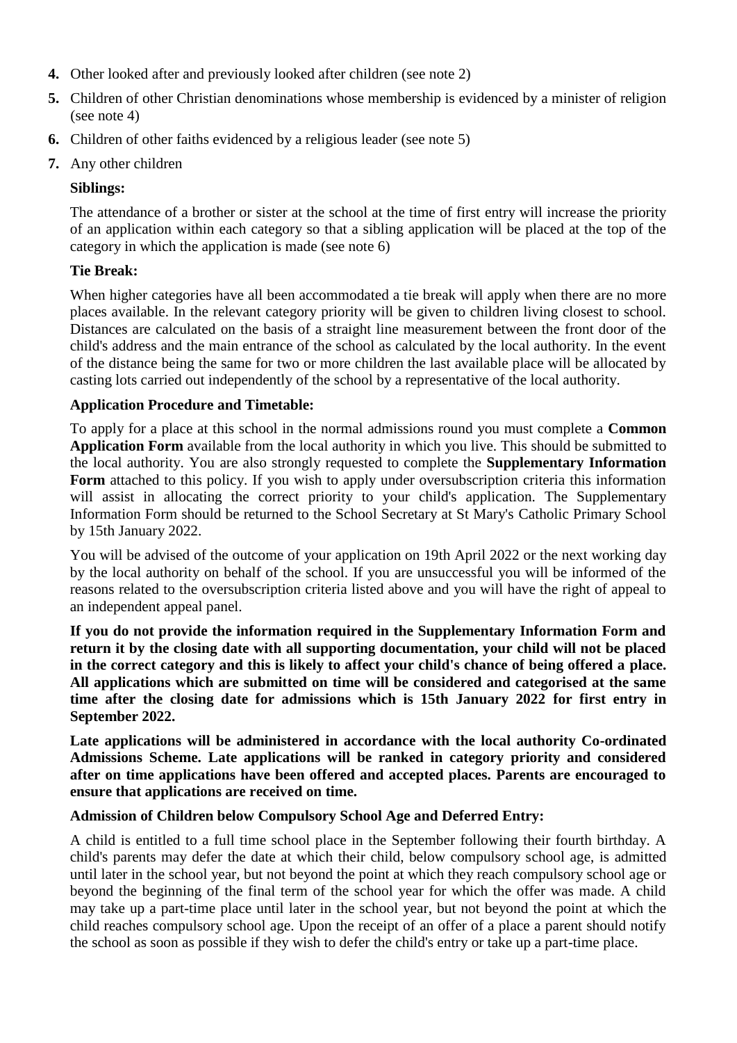4. Other looked after and previously looked after children (see note 2)
5. Children of other Christian denominations whose membership is evidenced by a minister of religion (see note 4)
6. Children of other faiths evidenced by a religious leader (see note 5)
7. Any other children

**Siblings:**

The attendance of a brother or sister at the school at the time of first entry will increase the priority of an application within each category so that a sibling application will be placed at the top of the category in which the application is made (see note 6)

**Tie Break:**

When higher categories have all been accommodated a tie break will apply when there are no more places available. In the relevant category priority will be given to children living closest to school. Distances are calculated on the basis of a straight line measurement between the front door of the child's address and the main entrance of the school as calculated by the local authority. In the event of the distance being the same for two or more children the last available place will be allocated by casting lots carried out independently of the school by a representative of the local authority.

**Application Procedure and Timetable:**

To apply for a place at this school in the normal admissions round you must complete a **Common Application Form** available from the local authority in which you live. This should be submitted to the local authority. You are also strongly requested to complete the **Supplementary Information Form** attached to this policy. If you wish to apply under oversubscription criteria this information will assist in allocating the correct priority to your child's application. The Supplementary Information Form should be returned to the School Secretary at St Mary's Catholic Primary School by 15th January 2022.

You will be advised of the outcome of your application on 19th April 2022 or the next working day by the local authority on behalf of the school. If you are unsuccessful you will be informed of the reasons related to the oversubscription criteria listed above and you will have the right of appeal to an independent appeal panel.

**If you do not provide the information required in the Supplementary Information Form and return it by the closing date with all supporting documentation, your child will not be placed in the correct category and this is likely to affect your child's chance of being offered a place. All applications which are submitted on time will be considered and categorised at the same time after the closing date for admissions which is 15th January 2022 for first entry in September 2022.**

**Late applications will be administered in accordance with the local authority Co-ordinated Admissions Scheme. Late applications will be ranked in category priority and considered after on time applications have been offered and accepted places. Parents are encouraged to ensure that applications are received on time.**

**Admission of Children below Compulsory School Age and Deferred Entry:**

A child is entitled to a full time school place in the September following their fourth birthday. A child's parents may defer the date at which their child, below compulsory school age, is admitted until later in the school year, but not beyond the point at which they reach compulsory school age or beyond the beginning of the final term of the school year for which the offer was made. A child may take up a part-time place until later in the school year, but not beyond the point at which the child reaches compulsory school age. Upon the receipt of an offer of a place a parent should notify the school as soon as possible if they wish to defer the child's entry or take up a part-time place.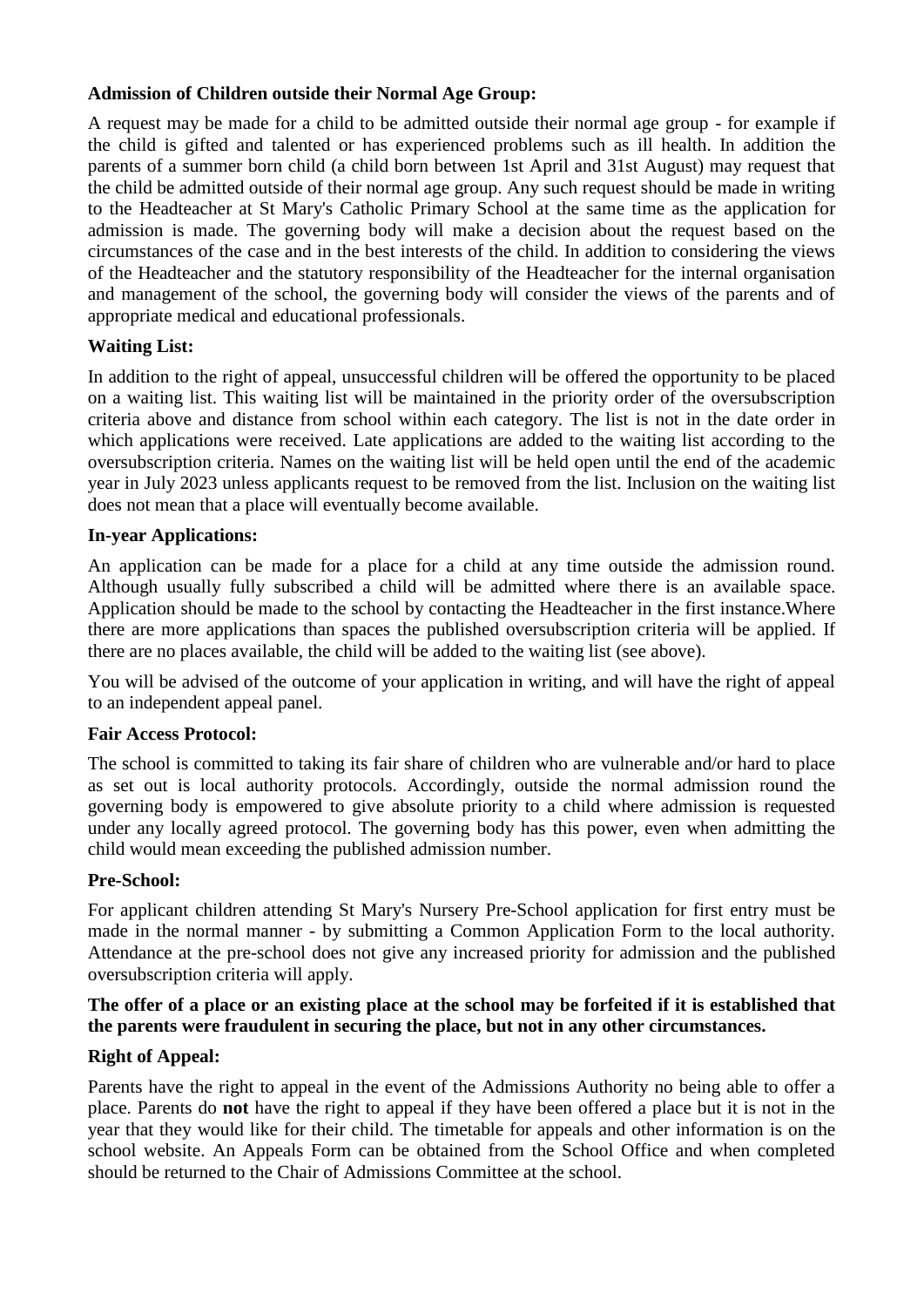**Admission of Children outside their Normal Age Group:**

A request may be made for a child to be admitted outside their normal age group - for example if the child is gifted and talented or has experienced problems such as ill health. In addition the parents of a summer born child (a child born between 1st April and 31st August) may request that the child be admitted outside of their normal age group. Any such request should be made in writing to the Headteacher at St Mary's Catholic Primary School at the same time as the application for admission is made. The governing body will make a decision about the request based on the circumstances of the case and in the best interests of the child. In addition to considering the views of the Headteacher and the statutory responsibility of the Headteacher for the internal organisation and management of the school, the governing body will consider the views of the parents and of appropriate medical and educational professionals.

**Waiting List:**

In addition to the right of appeal, unsuccessful children will be offered the opportunity to be placed on a waiting list. This waiting list will be maintained in the priority order of the oversubscription criteria above and distance from school within each category. The list is not in the date order in which applications were received. Late applications are added to the waiting list according to the oversubscription criteria. Names on the waiting list will be held open until the end of the academic year in July 2023 unless applicants request to be removed from the list. Inclusion on the waiting list does not mean that a place will eventually become available.

**In-year Applications:**

An application can be made for a place for a child at any time outside the admission round. Although usually fully subscribed a child will be admitted where there is an available space. Application should be made to the school by contacting the Headteacher in the first instance.Where there are more applications than spaces the published oversubscription criteria will be applied. If there are no places available, the child will be added to the waiting list (see above).

You will be advised of the outcome of your application in writing, and will have the right of appeal to an independent appeal panel.

**Fair Access Protocol:**

The school is committed to taking its fair share of children who are vulnerable and/or hard to place as set out is local authority protocols. Accordingly, outside the normal admission round the governing body is empowered to give absolute priority to a child where admission is requested under any locally agreed protocol. The governing body has this power, even when admitting the child would mean exceeding the published admission number.

**Pre-School:**

For applicant children attending St Mary's Nursery Pre-School application for first entry must be made in the normal manner - by submitting a Common Application Form to the local authority. Attendance at the pre-school does not give any increased priority for admission and the published oversubscription criteria will apply.

**The offer of a place or an existing place at the school may be forfeited if it is established that the parents were fraudulent in securing the place, but not in any other circumstances.**

**Right of Appeal:**

Parents have the right to appeal in the event of the Admissions Authority no being able to offer a place. Parents do **not** have the right to appeal if they have been offered a place but it is not in the year that they would like for their child. The timetable for appeals and other information is on the school website. An Appeals Form can be obtained from the School Office and when completed should be returned to the Chair of Admissions Committee at the school.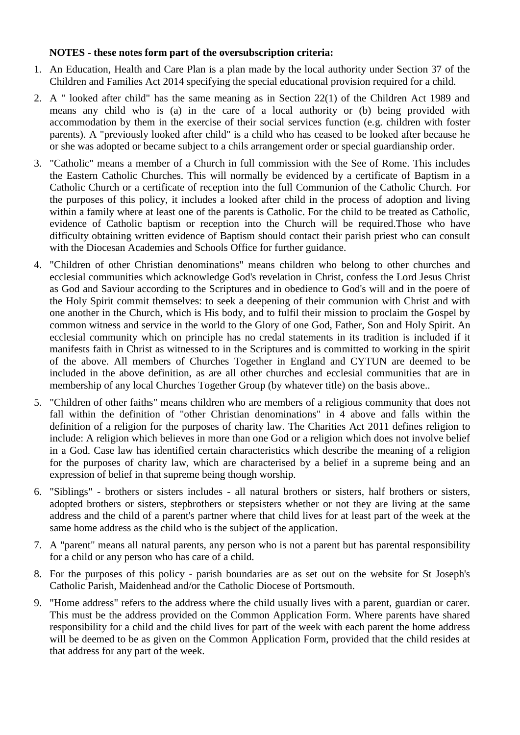**NOTES - these notes form part of the oversubscription criteria:**

1. An Education, Health and Care Plan is a plan made by the local authority under Section 37 of the Children and Families Act 2014 specifying the special educational provision required for a child.
2. A " looked after child" has the same meaning as in Section 22(1) of the Children Act 1989 and means any child who is (a) in the care of a local authority or (b) being provided with accommodation by them in the exercise of their social services function (e.g. children with foster parents). A "previously looked after child" is a child who has ceased to be looked after because he or she was adopted or became subject to a chils arrangement order or special guardianship order.
3. "Catholic" means a member of a Church in full commission with the See of Rome. This includes the Eastern Catholic Churches. This will normally be evidenced by a certificate of Baptism in a Catholic Church or a certificate of reception into the full Communion of the Catholic Church. For the purposes of this policy, it includes a looked after child in the process of adoption and living within a family where at least one of the parents is Catholic. For the child to be treated as Catholic, evidence of Catholic baptism or reception into the Church will be required.Those who have difficulty obtaining written evidence of Baptism should contact their parish priest who can consult with the Diocesan Academies and Schools Office for further guidance.
4. "Children of other Christian denominations" means children who belong to other churches and ecclesial communities which acknowledge God's revelation in Christ, confess the Lord Jesus Christ as God and Saviour according to the Scriptures and in obedience to God's will and in the poere of the Holy Spirit commit themselves: to seek a deepening of their communion with Christ and with one another in the Church, which is His body, and to fulfil their mission to proclaim the Gospel by common witness and service in the world to the Glory of one God, Father, Son and Holy Spirit. An ecclesial community which on principle has no credal statements in its tradition is included if it manifests faith in Christ as witnessed to in the Scriptures and is committed to working in the spirit of the above. All members of Churches Together in England and CYTUN are deemed to be included in the above definition, as are all other churches and ecclesial communities that are in membership of any local Churches Together Group (by whatever title) on the basis above..
5. "Children of other faiths" means children who are members of a religious community that does not fall within the definition of "other Christian denominations" in 4 above and falls within the definition of a religion for the purposes of charity law. The Charities Act 2011 defines religion to include: A religion which believes in more than one God or a religion which does not involve belief in a God. Case law has identified certain characteristics which describe the meaning of a religion for the purposes of charity law, which are characterised by a belief in a supreme being and an expression of belief in that supreme being though worship.
6. "Siblings" - brothers or sisters includes - all natural brothers or sisters, half brothers or sisters, adopted brothers or sisters, stepbrothers or stepsisters whether or not they are living at the same address and the child of a parent's partner where that child lives for at least part of the week at the same home address as the child who is the subject of the application.
7. A "parent" means all natural parents, any person who is not a parent but has parental responsibility for a child or any person who has care of a child.
8. For the purposes of this policy - parish boundaries are as set out on the website for St Joseph's Catholic Parish, Maidenhead and/or the Catholic Diocese of Portsmouth.
9. "Home address" refers to the address where the child usually lives with a parent, guardian or carer. This must be the address provided on the Common Application Form. Where parents have shared responsibility for a child and the child lives for part of the week with each parent the home address will be deemed to be as given on the Common Application Form, provided that the child resides at that address for any part of the week.